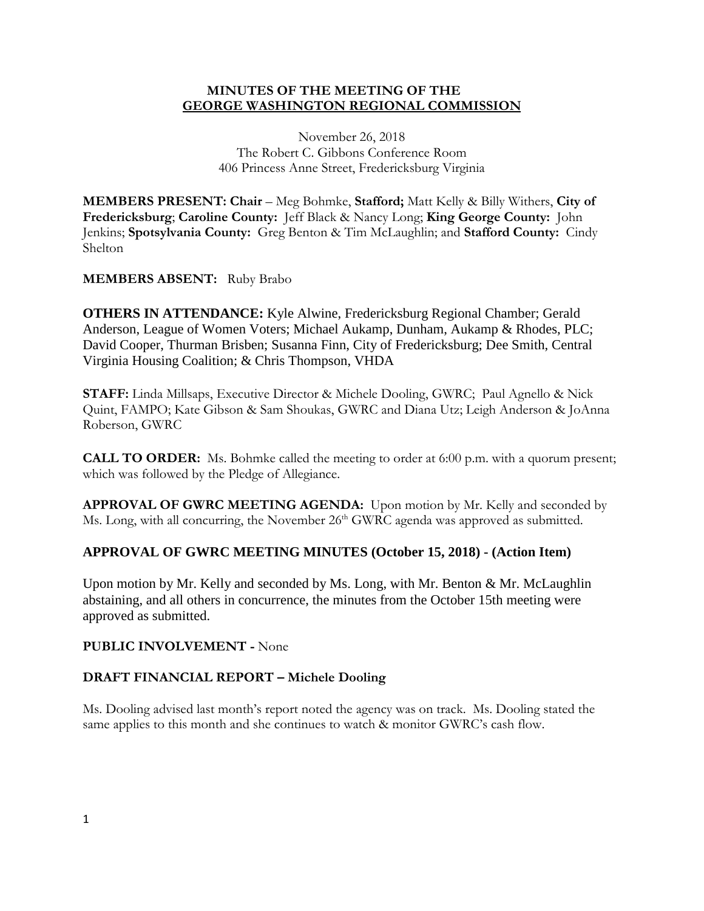**MINUTES OF THE MEETING OF THE**
**GEORGE WASHINGTON REGIONAL COMMISSION**

November 26, 2018
The Robert C. Gibbons Conference Room
406 Princess Anne Street, Fredericksburg Virginia

**MEMBERS PRESENT: Chair** – Meg Bohmke, **Stafford;** Matt Kelly & Billy Withers, **City of Fredericksburg**; **Caroline County:** Jeff Black & Nancy Long; **King George County:** John Jenkins; **Spotsylvania County:** Greg Benton & Tim McLaughlin; and **Stafford County:** Cindy Shelton

**MEMBERS ABSENT:** Ruby Brabo

**OTHERS IN ATTENDANCE:** Kyle Alwine, Fredericksburg Regional Chamber; Gerald Anderson, League of Women Voters; Michael Aukamp, Dunham, Aukamp & Rhodes, PLC; David Cooper, Thurman Brisben; Susanna Finn, City of Fredericksburg; Dee Smith, Central Virginia Housing Coalition; & Chris Thompson, VHDA

**STAFF:** Linda Millsaps, Executive Director & Michele Dooling, GWRC; Paul Agnello & Nick Quint, FAMPO; Kate Gibson & Sam Shoukas, GWRC and Diana Utz; Leigh Anderson & JoAnna Roberson, GWRC

**CALL TO ORDER:** Ms. Bohmke called the meeting to order at 6:00 p.m. with a quorum present; which was followed by the Pledge of Allegiance.

**APPROVAL OF GWRC MEETING AGENDA:** Upon motion by Mr. Kelly and seconded by Ms. Long, with all concurring, the November 26th GWRC agenda was approved as submitted.

## APPROVAL OF GWRC MEETING MINUTES (October 15, 2018) - (Action Item)

Upon motion by Mr. Kelly and seconded by Ms. Long, with Mr. Benton & Mr. McLaughlin abstaining, and all others in concurrence, the minutes from the October 15th meeting were approved as submitted.

**PUBLIC INVOLVEMENT -** None

## DRAFT FINANCIAL REPORT – Michele Dooling

Ms. Dooling advised last month's report noted the agency was on track. Ms. Dooling stated the same applies to this month and she continues to watch & monitor GWRC's cash flow.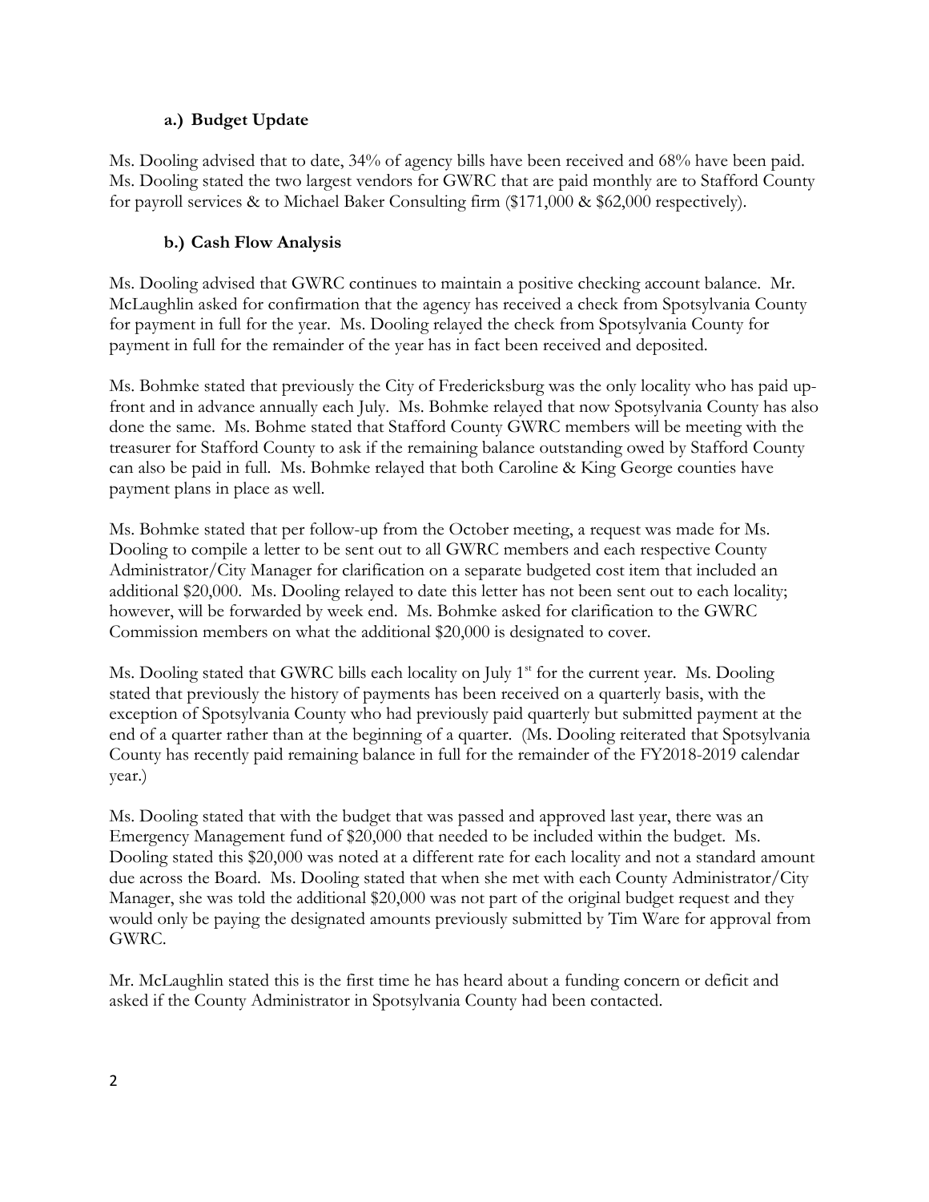### a.) Budget Update

Ms. Dooling advised that to date, 34% of agency bills have been received and 68% have been paid. Ms. Dooling stated the two largest vendors for GWRC that are paid monthly are to Stafford County for payroll services & to Michael Baker Consulting firm ($171,000 & $62,000 respectively).

### b.) Cash Flow Analysis

Ms. Dooling advised that GWRC continues to maintain a positive checking account balance. Mr. McLaughlin asked for confirmation that the agency has received a check from Spotsylvania County for payment in full for the year. Ms. Dooling relayed the check from Spotsylvania County for payment in full for the remainder of the year has in fact been received and deposited.

Ms. Bohmke stated that previously the City of Fredericksburg was the only locality who has paid up-front and in advance annually each July. Ms. Bohmke relayed that now Spotsylvania County has also done the same. Ms. Bohme stated that Stafford County GWRC members will be meeting with the treasurer for Stafford County to ask if the remaining balance outstanding owed by Stafford County can also be paid in full. Ms. Bohmke relayed that both Caroline & King George counties have payment plans in place as well.

Ms. Bohmke stated that per follow-up from the October meeting, a request was made for Ms. Dooling to compile a letter to be sent out to all GWRC members and each respective County Administrator/City Manager for clarification on a separate budgeted cost item that included an additional $20,000. Ms. Dooling relayed to date this letter has not been sent out to each locality; however, will be forwarded by week end. Ms. Bohmke asked for clarification to the GWRC Commission members on what the additional $20,000 is designated to cover.

Ms. Dooling stated that GWRC bills each locality on July 1st for the current year. Ms. Dooling stated that previously the history of payments has been received on a quarterly basis, with the exception of Spotsylvania County who had previously paid quarterly but submitted payment at the end of a quarter rather than at the beginning of a quarter. (Ms. Dooling reiterated that Spotsylvania County has recently paid remaining balance in full for the remainder of the FY2018-2019 calendar year.)

Ms. Dooling stated that with the budget that was passed and approved last year, there was an Emergency Management fund of $20,000 that needed to be included within the budget. Ms. Dooling stated this $20,000 was noted at a different rate for each locality and not a standard amount due across the Board. Ms. Dooling stated that when she met with each County Administrator/City Manager, she was told the additional $20,000 was not part of the original budget request and they would only be paying the designated amounts previously submitted by Tim Ware for approval from GWRC.

Mr. McLaughlin stated this is the first time he has heard about a funding concern or deficit and asked if the County Administrator in Spotsylvania County had been contacted.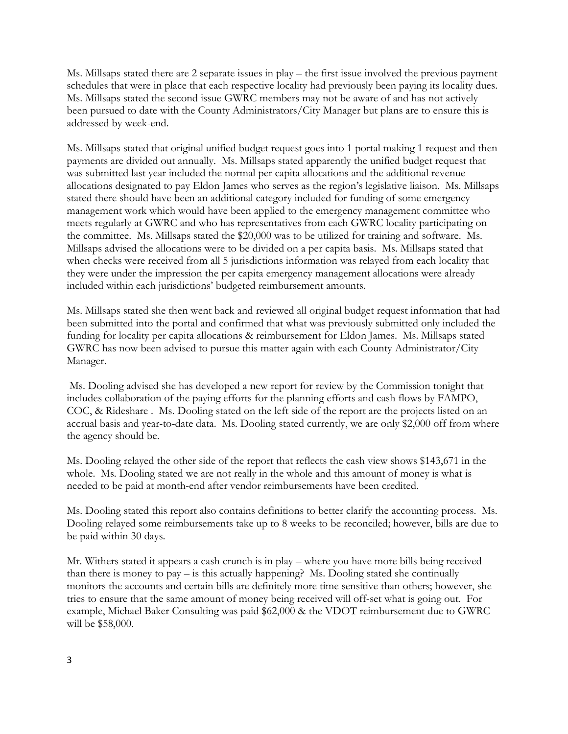Ms. Millsaps stated there are 2 separate issues in play – the first issue involved the previous payment schedules that were in place that each respective locality had previously been paying its locality dues. Ms. Millsaps stated the second issue GWRC members may not be aware of and has not actively been pursued to date with the County Administrators/City Manager but plans are to ensure this is addressed by week-end.

Ms. Millsaps stated that original unified budget request goes into 1 portal making 1 request and then payments are divided out annually. Ms. Millsaps stated apparently the unified budget request that was submitted last year included the normal per capita allocations and the additional revenue allocations designated to pay Eldon James who serves as the region's legislative liaison. Ms. Millsaps stated there should have been an additional category included for funding of some emergency management work which would have been applied to the emergency management committee who meets regularly at GWRC and who has representatives from each GWRC locality participating on the committee. Ms. Millsaps stated the $20,000 was to be utilized for training and software. Ms. Millsaps advised the allocations were to be divided on a per capita basis. Ms. Millsaps stated that when checks were received from all 5 jurisdictions information was relayed from each locality that they were under the impression the per capita emergency management allocations were already included within each jurisdictions' budgeted reimbursement amounts.

Ms. Millsaps stated she then went back and reviewed all original budget request information that had been submitted into the portal and confirmed that what was previously submitted only included the funding for locality per capita allocations & reimbursement for Eldon James. Ms. Millsaps stated GWRC has now been advised to pursue this matter again with each County Administrator/City Manager.

Ms. Dooling advised she has developed a new report for review by the Commission tonight that includes collaboration of the paying efforts for the planning efforts and cash flows by FAMPO, COC, & Rideshare . Ms. Dooling stated on the left side of the report are the projects listed on an accrual basis and year-to-date data. Ms. Dooling stated currently, we are only $2,000 off from where the agency should be.

Ms. Dooling relayed the other side of the report that reflects the cash view shows $143,671 in the whole. Ms. Dooling stated we are not really in the whole and this amount of money is what is needed to be paid at month-end after vendor reimbursements have been credited.

Ms. Dooling stated this report also contains definitions to better clarify the accounting process. Ms. Dooling relayed some reimbursements take up to 8 weeks to be reconciled; however, bills are due to be paid within 30 days.

Mr. Withers stated it appears a cash crunch is in play – where you have more bills being received than there is money to pay – is this actually happening? Ms. Dooling stated she continually monitors the accounts and certain bills are definitely more time sensitive than others; however, she tries to ensure that the same amount of money being received will off-set what is going out. For example, Michael Baker Consulting was paid $62,000 & the VDOT reimbursement due to GWRC will be $58,000.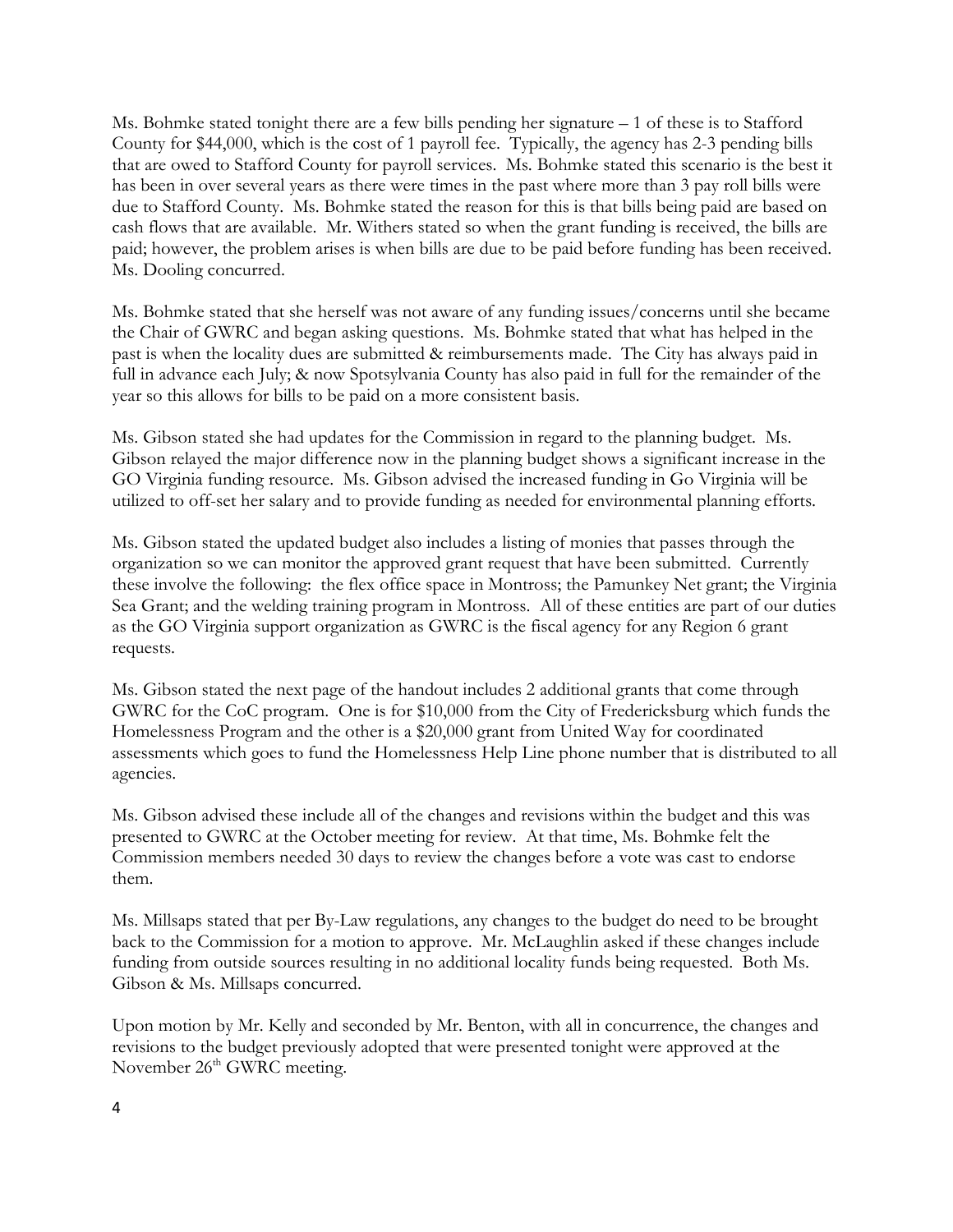Ms. Bohmke stated tonight there are a few bills pending her signature – 1 of these is to Stafford County for $44,000, which is the cost of 1 payroll fee. Typically, the agency has 2-3 pending bills that are owed to Stafford County for payroll services. Ms. Bohmke stated this scenario is the best it has been in over several years as there were times in the past where more than 3 pay roll bills were due to Stafford County. Ms. Bohmke stated the reason for this is that bills being paid are based on cash flows that are available. Mr. Withers stated so when the grant funding is received, the bills are paid; however, the problem arises is when bills are due to be paid before funding has been received. Ms. Dooling concurred.

Ms. Bohmke stated that she herself was not aware of any funding issues/concerns until she became the Chair of GWRC and began asking questions. Ms. Bohmke stated that what has helped in the past is when the locality dues are submitted & reimbursements made. The City has always paid in full in advance each July; & now Spotsylvania County has also paid in full for the remainder of the year so this allows for bills to be paid on a more consistent basis.

Ms. Gibson stated she had updates for the Commission in regard to the planning budget. Ms. Gibson relayed the major difference now in the planning budget shows a significant increase in the GO Virginia funding resource. Ms. Gibson advised the increased funding in Go Virginia will be utilized to off-set her salary and to provide funding as needed for environmental planning efforts.

Ms. Gibson stated the updated budget also includes a listing of monies that passes through the organization so we can monitor the approved grant request that have been submitted. Currently these involve the following: the flex office space in Montross; the Pamunkey Net grant; the Virginia Sea Grant; and the welding training program in Montross. All of these entities are part of our duties as the GO Virginia support organization as GWRC is the fiscal agency for any Region 6 grant requests.

Ms. Gibson stated the next page of the handout includes 2 additional grants that come through GWRC for the CoC program. One is for $10,000 from the City of Fredericksburg which funds the Homelessness Program and the other is a $20,000 grant from United Way for coordinated assessments which goes to fund the Homelessness Help Line phone number that is distributed to all agencies.

Ms. Gibson advised these include all of the changes and revisions within the budget and this was presented to GWRC at the October meeting for review. At that time, Ms. Bohmke felt the Commission members needed 30 days to review the changes before a vote was cast to endorse them.

Ms. Millsaps stated that per By-Law regulations, any changes to the budget do need to be brought back to the Commission for a motion to approve. Mr. McLaughlin asked if these changes include funding from outside sources resulting in no additional locality funds being requested. Both Ms. Gibson & Ms. Millsaps concurred.

Upon motion by Mr. Kelly and seconded by Mr. Benton, with all in concurrence, the changes and revisions to the budget previously adopted that were presented tonight were approved at the November 26th GWRC meeting.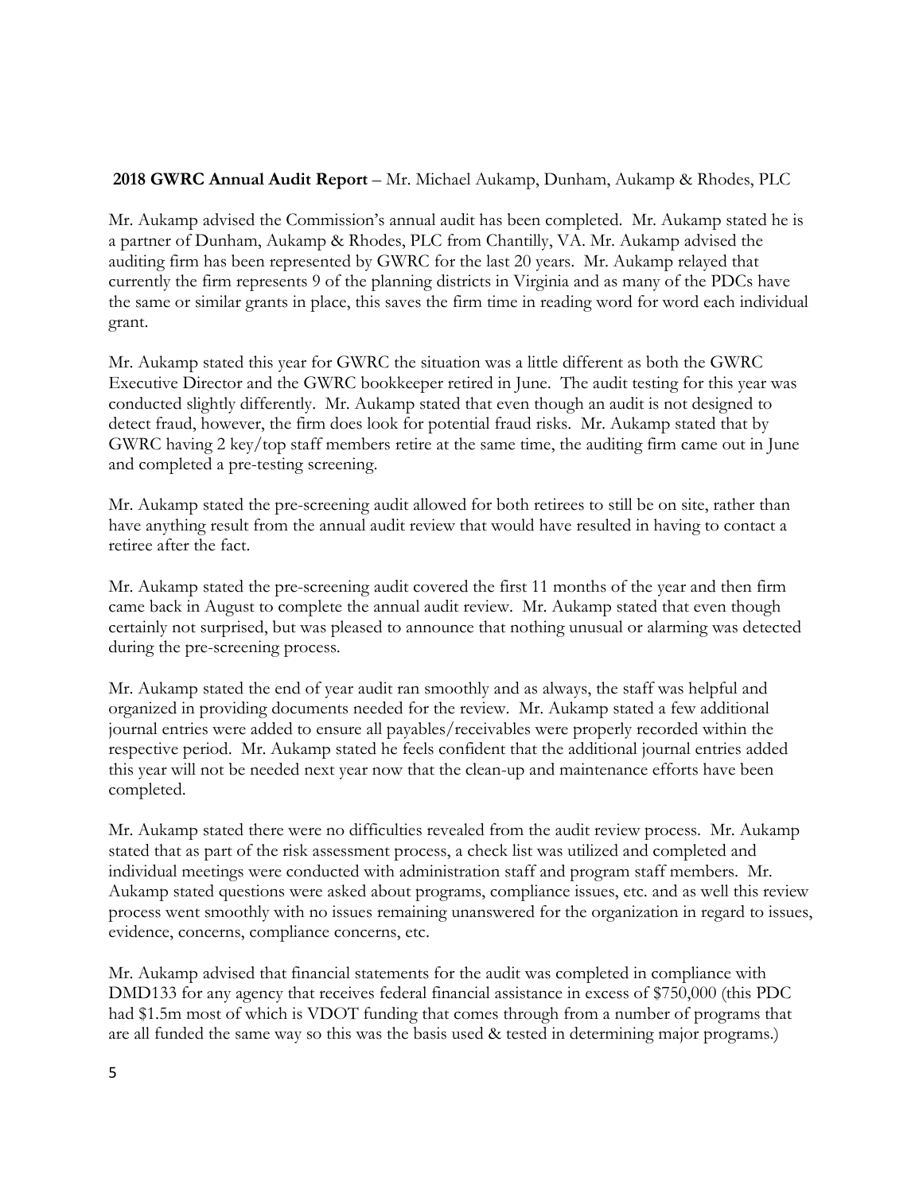**2018 GWRC Annual Audit Report** – Mr. Michael Aukamp, Dunham, Aukamp & Rhodes, PLC

Mr. Aukamp advised the Commission's annual audit has been completed. Mr. Aukamp stated he is a partner of Dunham, Aukamp & Rhodes, PLC from Chantilly, VA. Mr. Aukamp advised the auditing firm has been represented by GWRC for the last 20 years. Mr. Aukamp relayed that currently the firm represents 9 of the planning districts in Virginia and as many of the PDCs have the same or similar grants in place, this saves the firm time in reading word for word each individual grant.

Mr. Aukamp stated this year for GWRC the situation was a little different as both the GWRC Executive Director and the GWRC bookkeeper retired in June. The audit testing for this year was conducted slightly differently. Mr. Aukamp stated that even though an audit is not designed to detect fraud, however, the firm does look for potential fraud risks. Mr. Aukamp stated that by GWRC having 2 key/top staff members retire at the same time, the auditing firm came out in June and completed a pre-testing screening.

Mr. Aukamp stated the pre-screening audit allowed for both retirees to still be on site, rather than have anything result from the annual audit review that would have resulted in having to contact a retiree after the fact.

Mr. Aukamp stated the pre-screening audit covered the first 11 months of the year and then firm came back in August to complete the annual audit review. Mr. Aukamp stated that even though certainly not surprised, but was pleased to announce that nothing unusual or alarming was detected during the pre-screening process.

Mr. Aukamp stated the end of year audit ran smoothly and as always, the staff was helpful and organized in providing documents needed for the review. Mr. Aukamp stated a few additional journal entries were added to ensure all payables/receivables were properly recorded within the respective period. Mr. Aukamp stated he feels confident that the additional journal entries added this year will not be needed next year now that the clean-up and maintenance efforts have been completed.

Mr. Aukamp stated there were no difficulties revealed from the audit review process. Mr. Aukamp stated that as part of the risk assessment process, a check list was utilized and completed and individual meetings were conducted with administration staff and program staff members. Mr. Aukamp stated questions were asked about programs, compliance issues, etc. and as well this review process went smoothly with no issues remaining unanswered for the organization in regard to issues, evidence, concerns, compliance concerns, etc.

Mr. Aukamp advised that financial statements for the audit was completed in compliance with DMD133 for any agency that receives federal financial assistance in excess of $750,000 (this PDC had $1.5m most of which is VDOT funding that comes through from a number of programs that are all funded the same way so this was the basis used & tested in determining major programs.)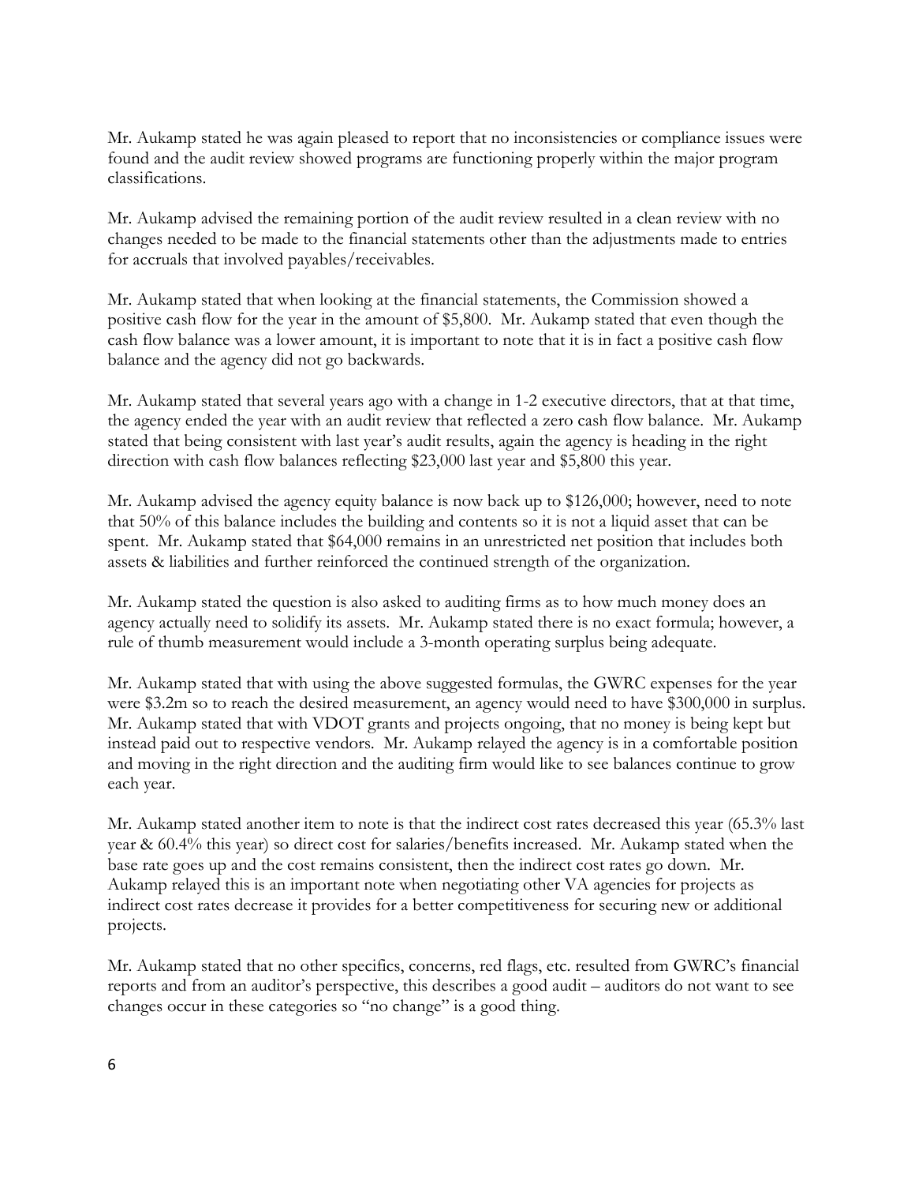Mr. Aukamp stated he was again pleased to report that no inconsistencies or compliance issues were found and the audit review showed programs are functioning properly within the major program classifications.

Mr. Aukamp advised the remaining portion of the audit review resulted in a clean review with no changes needed to be made to the financial statements other than the adjustments made to entries for accruals that involved payables/receivables.

Mr. Aukamp stated that when looking at the financial statements, the Commission showed a positive cash flow for the year in the amount of $5,800. Mr. Aukamp stated that even though the cash flow balance was a lower amount, it is important to note that it is in fact a positive cash flow balance and the agency did not go backwards.

Mr. Aukamp stated that several years ago with a change in 1-2 executive directors, that at that time, the agency ended the year with an audit review that reflected a zero cash flow balance. Mr. Aukamp stated that being consistent with last year's audit results, again the agency is heading in the right direction with cash flow balances reflecting $23,000 last year and $5,800 this year.

Mr. Aukamp advised the agency equity balance is now back up to $126,000; however, need to note that 50% of this balance includes the building and contents so it is not a liquid asset that can be spent. Mr. Aukamp stated that $64,000 remains in an unrestricted net position that includes both assets & liabilities and further reinforced the continued strength of the organization.

Mr. Aukamp stated the question is also asked to auditing firms as to how much money does an agency actually need to solidify its assets. Mr. Aukamp stated there is no exact formula; however, a rule of thumb measurement would include a 3-month operating surplus being adequate.

Mr. Aukamp stated that with using the above suggested formulas, the GWRC expenses for the year were $3.2m so to reach the desired measurement, an agency would need to have $300,000 in surplus. Mr. Aukamp stated that with VDOT grants and projects ongoing, that no money is being kept but instead paid out to respective vendors. Mr. Aukamp relayed the agency is in a comfortable position and moving in the right direction and the auditing firm would like to see balances continue to grow each year.

Mr. Aukamp stated another item to note is that the indirect cost rates decreased this year (65.3% last year & 60.4% this year) so direct cost for salaries/benefits increased. Mr. Aukamp stated when the base rate goes up and the cost remains consistent, then the indirect cost rates go down. Mr. Aukamp relayed this is an important note when negotiating other VA agencies for projects as indirect cost rates decrease it provides for a better competitiveness for securing new or additional projects.

Mr. Aukamp stated that no other specifics, concerns, red flags, etc. resulted from GWRC's financial reports and from an auditor's perspective, this describes a good audit – auditors do not want to see changes occur in these categories so "no change" is a good thing.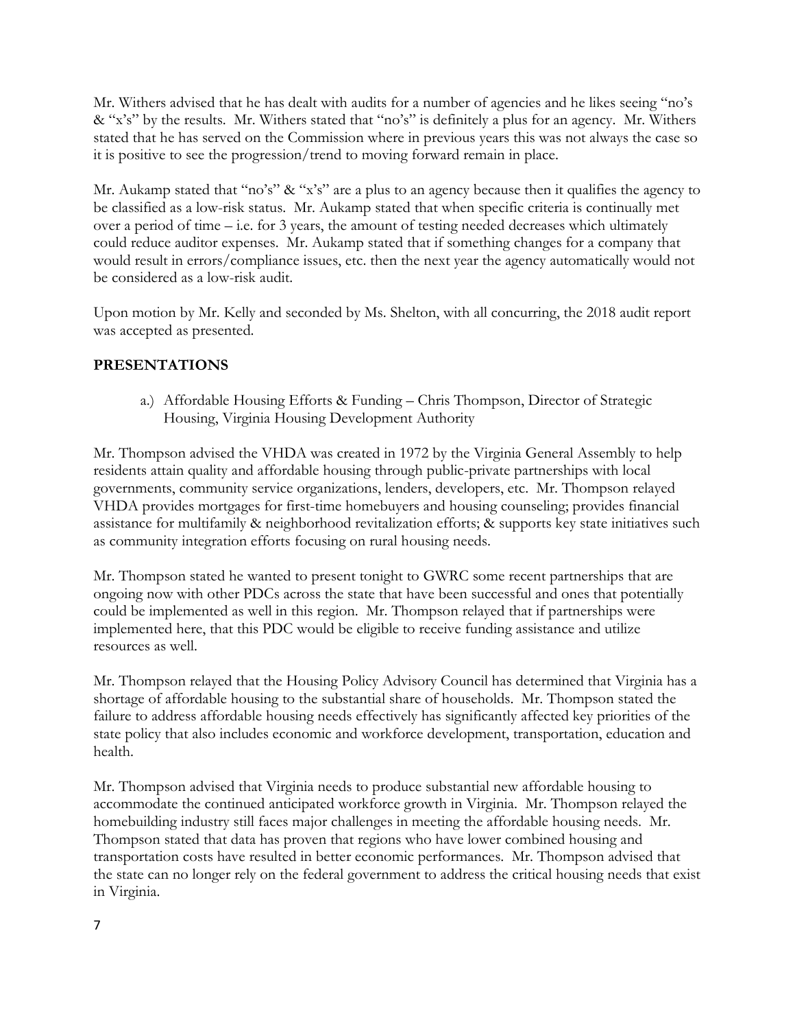Mr. Withers advised that he has dealt with audits for a number of agencies and he likes seeing "no's & "x's" by the results. Mr. Withers stated that "no's" is definitely a plus for an agency. Mr. Withers stated that he has served on the Commission where in previous years this was not always the case so it is positive to see the progression/trend to moving forward remain in place.

Mr. Aukamp stated that "no's" & "x's" are a plus to an agency because then it qualifies the agency to be classified as a low-risk status. Mr. Aukamp stated that when specific criteria is continually met over a period of time – i.e. for 3 years, the amount of testing needed decreases which ultimately could reduce auditor expenses. Mr. Aukamp stated that if something changes for a company that would result in errors/compliance issues, etc. then the next year the agency automatically would not be considered as a low-risk audit.

Upon motion by Mr. Kelly and seconded by Ms. Shelton, with all concurring, the 2018 audit report was accepted as presented.

## PRESENTATIONS

a.) Affordable Housing Efforts & Funding – Chris Thompson, Director of Strategic Housing, Virginia Housing Development Authority

Mr. Thompson advised the VHDA was created in 1972 by the Virginia General Assembly to help residents attain quality and affordable housing through public-private partnerships with local governments, community service organizations, lenders, developers, etc. Mr. Thompson relayed VHDA provides mortgages for first-time homebuyers and housing counseling; provides financial assistance for multifamily & neighborhood revitalization efforts; & supports key state initiatives such as community integration efforts focusing on rural housing needs.

Mr. Thompson stated he wanted to present tonight to GWRC some recent partnerships that are ongoing now with other PDCs across the state that have been successful and ones that potentially could be implemented as well in this region. Mr. Thompson relayed that if partnerships were implemented here, that this PDC would be eligible to receive funding assistance and utilize resources as well.

Mr. Thompson relayed that the Housing Policy Advisory Council has determined that Virginia has a shortage of affordable housing to the substantial share of households. Mr. Thompson stated the failure to address affordable housing needs effectively has significantly affected key priorities of the state policy that also includes economic and workforce development, transportation, education and health.

Mr. Thompson advised that Virginia needs to produce substantial new affordable housing to accommodate the continued anticipated workforce growth in Virginia. Mr. Thompson relayed the homebuilding industry still faces major challenges in meeting the affordable housing needs. Mr. Thompson stated that data has proven that regions who have lower combined housing and transportation costs have resulted in better economic performances. Mr. Thompson advised that the state can no longer rely on the federal government to address the critical housing needs that exist in Virginia.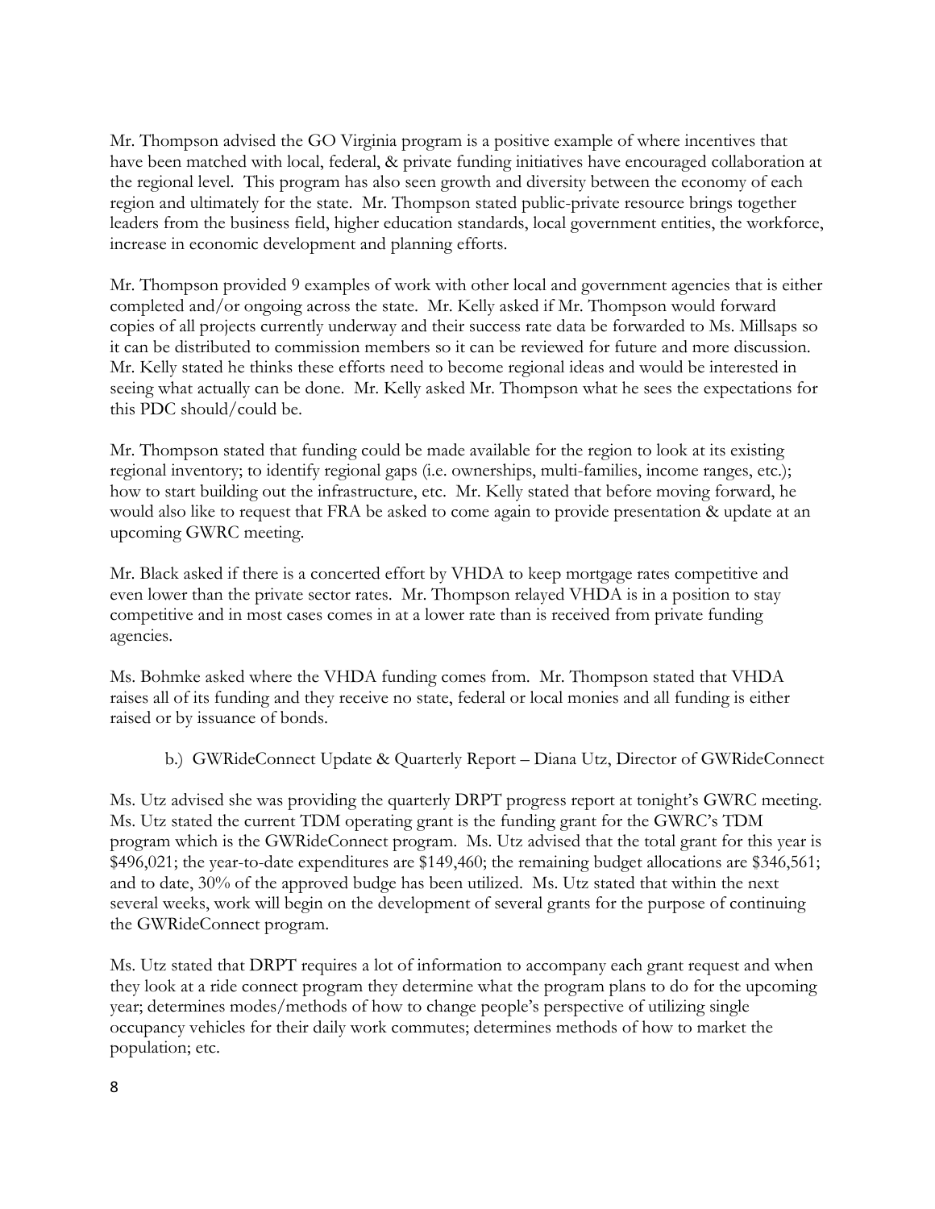Mr. Thompson advised the GO Virginia program is a positive example of where incentives that have been matched with local, federal, & private funding initiatives have encouraged collaboration at the regional level. This program has also seen growth and diversity between the economy of each region and ultimately for the state. Mr. Thompson stated public-private resource brings together leaders from the business field, higher education standards, local government entities, the workforce, increase in economic development and planning efforts.

Mr. Thompson provided 9 examples of work with other local and government agencies that is either completed and/or ongoing across the state. Mr. Kelly asked if Mr. Thompson would forward copies of all projects currently underway and their success rate data be forwarded to Ms. Millsaps so it can be distributed to commission members so it can be reviewed for future and more discussion. Mr. Kelly stated he thinks these efforts need to become regional ideas and would be interested in seeing what actually can be done. Mr. Kelly asked Mr. Thompson what he sees the expectations for this PDC should/could be.

Mr. Thompson stated that funding could be made available for the region to look at its existing regional inventory; to identify regional gaps (i.e. ownerships, multi-families, income ranges, etc.); how to start building out the infrastructure, etc. Mr. Kelly stated that before moving forward, he would also like to request that FRA be asked to come again to provide presentation & update at an upcoming GWRC meeting.

Mr. Black asked if there is a concerted effort by VHDA to keep mortgage rates competitive and even lower than the private sector rates. Mr. Thompson relayed VHDA is in a position to stay competitive and in most cases comes in at a lower rate than is received from private funding agencies.

Ms. Bohmke asked where the VHDA funding comes from. Mr. Thompson stated that VHDA raises all of its funding and they receive no state, federal or local monies and all funding is either raised or by issuance of bonds.

b.) GWRideConnect Update & Quarterly Report – Diana Utz, Director of GWRideConnect

Ms. Utz advised she was providing the quarterly DRPT progress report at tonight's GWRC meeting. Ms. Utz stated the current TDM operating grant is the funding grant for the GWRC's TDM program which is the GWRideConnect program. Ms. Utz advised that the total grant for this year is $496,021; the year-to-date expenditures are $149,460; the remaining budget allocations are $346,561; and to date, 30% of the approved budge has been utilized. Ms. Utz stated that within the next several weeks, work will begin on the development of several grants for the purpose of continuing the GWRideConnect program.

Ms. Utz stated that DRPT requires a lot of information to accompany each grant request and when they look at a ride connect program they determine what the program plans to do for the upcoming year; determines modes/methods of how to change people's perspective of utilizing single occupancy vehicles for their daily work commutes; determines methods of how to market the population; etc.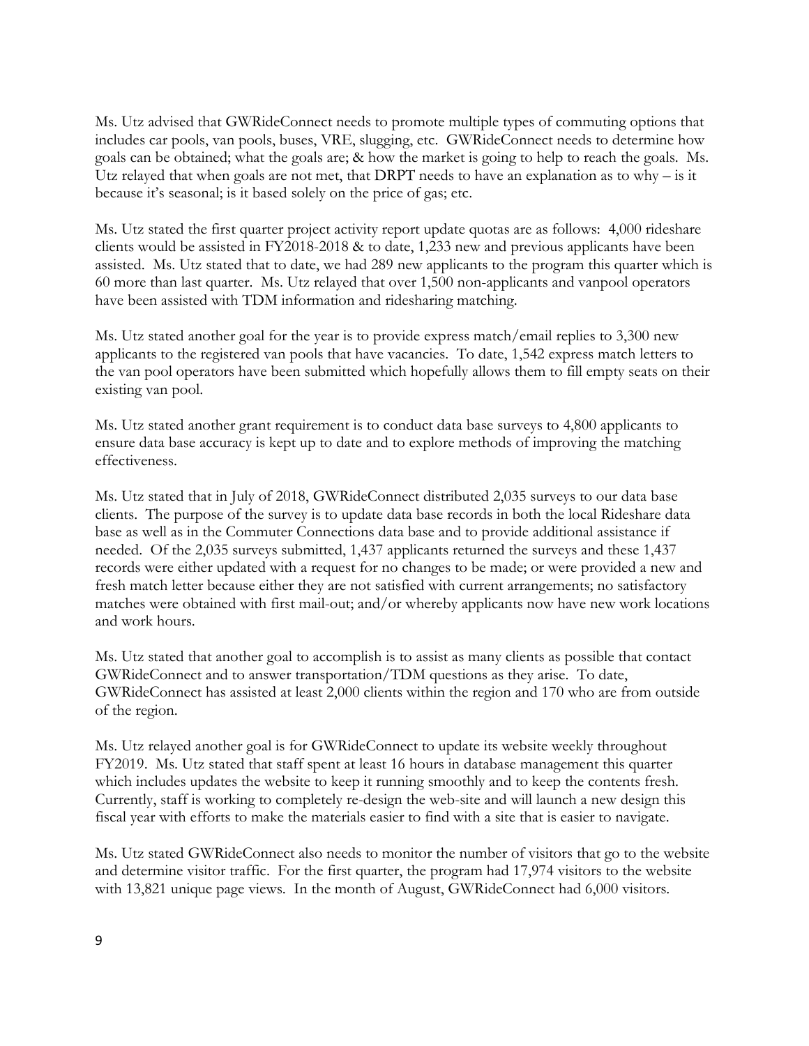Ms. Utz advised that GWRideConnect needs to promote multiple types of commuting options that includes car pools, van pools, buses, VRE, slugging, etc. GWRideConnect needs to determine how goals can be obtained; what the goals are; & how the market is going to help to reach the goals. Ms. Utz relayed that when goals are not met, that DRPT needs to have an explanation as to why – is it because it's seasonal; is it based solely on the price of gas; etc.

Ms. Utz stated the first quarter project activity report update quotas are as follows: 4,000 rideshare clients would be assisted in FY2018-2018 & to date, 1,233 new and previous applicants have been assisted. Ms. Utz stated that to date, we had 289 new applicants to the program this quarter which is 60 more than last quarter. Ms. Utz relayed that over 1,500 non-applicants and vanpool operators have been assisted with TDM information and ridesharing matching.

Ms. Utz stated another goal for the year is to provide express match/email replies to 3,300 new applicants to the registered van pools that have vacancies. To date, 1,542 express match letters to the van pool operators have been submitted which hopefully allows them to fill empty seats on their existing van pool.

Ms. Utz stated another grant requirement is to conduct data base surveys to 4,800 applicants to ensure data base accuracy is kept up to date and to explore methods of improving the matching effectiveness.

Ms. Utz stated that in July of 2018, GWRideConnect distributed 2,035 surveys to our data base clients. The purpose of the survey is to update data base records in both the local Rideshare data base as well as in the Commuter Connections data base and to provide additional assistance if needed. Of the 2,035 surveys submitted, 1,437 applicants returned the surveys and these 1,437 records were either updated with a request for no changes to be made; or were provided a new and fresh match letter because either they are not satisfied with current arrangements; no satisfactory matches were obtained with first mail-out; and/or whereby applicants now have new work locations and work hours.

Ms. Utz stated that another goal to accomplish is to assist as many clients as possible that contact GWRideConnect and to answer transportation/TDM questions as they arise. To date, GWRideConnect has assisted at least 2,000 clients within the region and 170 who are from outside of the region.

Ms. Utz relayed another goal is for GWRideConnect to update its website weekly throughout FY2019. Ms. Utz stated that staff spent at least 16 hours in database management this quarter which includes updates the website to keep it running smoothly and to keep the contents fresh. Currently, staff is working to completely re-design the web-site and will launch a new design this fiscal year with efforts to make the materials easier to find with a site that is easier to navigate.

Ms. Utz stated GWRideConnect also needs to monitor the number of visitors that go to the website and determine visitor traffic. For the first quarter, the program had 17,974 visitors to the website with 13,821 unique page views. In the month of August, GWRideConnect had 6,000 visitors.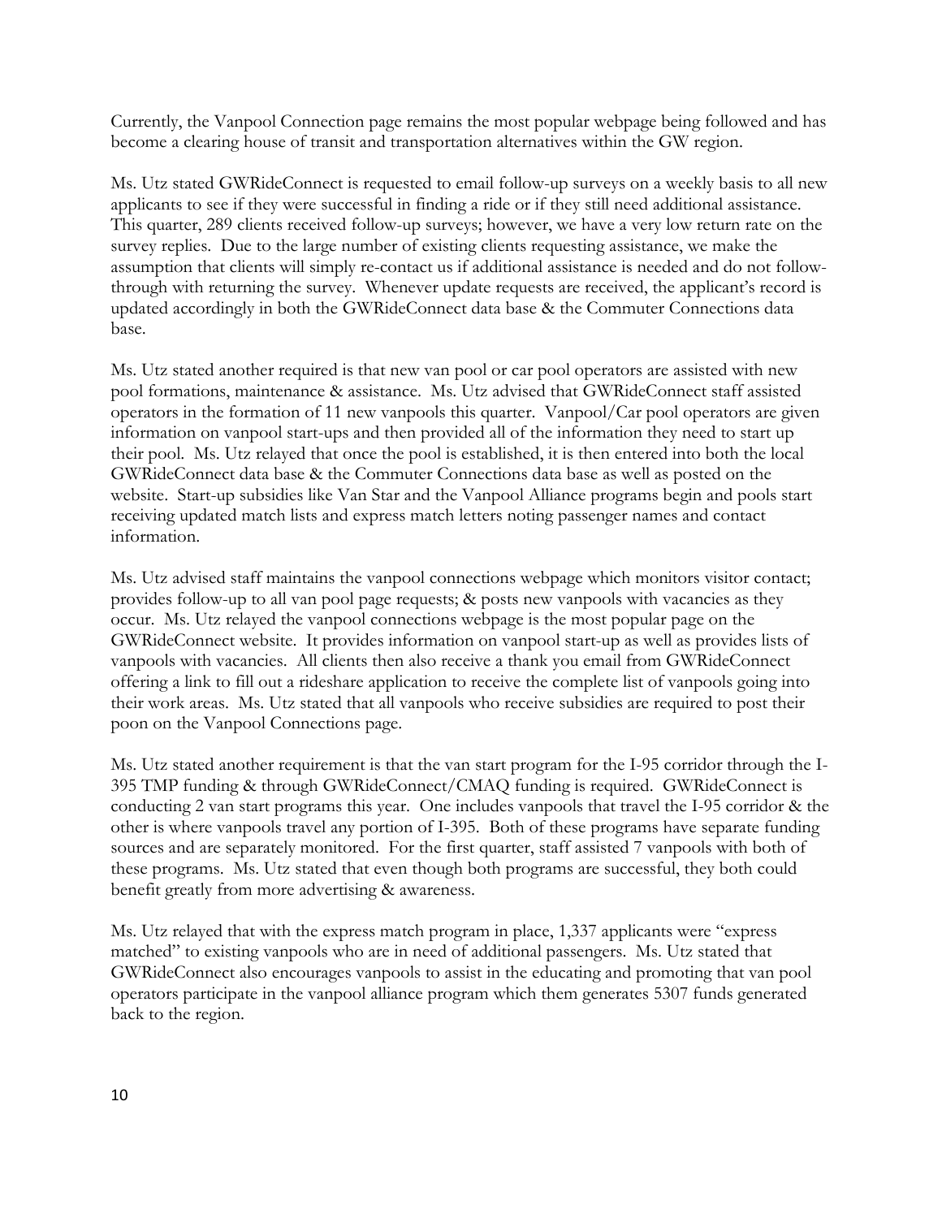Currently, the Vanpool Connection page remains the most popular webpage being followed and has become a clearing house of transit and transportation alternatives within the GW region.

Ms. Utz stated GWRideConnect is requested to email follow-up surveys on a weekly basis to all new applicants to see if they were successful in finding a ride or if they still need additional assistance. This quarter, 289 clients received follow-up surveys; however, we have a very low return rate on the survey replies. Due to the large number of existing clients requesting assistance, we make the assumption that clients will simply re-contact us if additional assistance is needed and do not follow-through with returning the survey. Whenever update requests are received, the applicant's record is updated accordingly in both the GWRideConnect data base & the Commuter Connections data base.

Ms. Utz stated another required is that new van pool or car pool operators are assisted with new pool formations, maintenance & assistance. Ms. Utz advised that GWRideConnect staff assisted operators in the formation of 11 new vanpools this quarter. Vanpool/Car pool operators are given information on vanpool start-ups and then provided all of the information they need to start up their pool. Ms. Utz relayed that once the pool is established, it is then entered into both the local GWRideConnect data base & the Commuter Connections data base as well as posted on the website. Start-up subsidies like Van Star and the Vanpool Alliance programs begin and pools start receiving updated match lists and express match letters noting passenger names and contact information.

Ms. Utz advised staff maintains the vanpool connections webpage which monitors visitor contact; provides follow-up to all van pool page requests; & posts new vanpools with vacancies as they occur. Ms. Utz relayed the vanpool connections webpage is the most popular page on the GWRideConnect website. It provides information on vanpool start-up as well as provides lists of vanpools with vacancies. All clients then also receive a thank you email from GWRideConnect offering a link to fill out a rideshare application to receive the complete list of vanpools going into their work areas. Ms. Utz stated that all vanpools who receive subsidies are required to post their poon on the Vanpool Connections page.

Ms. Utz stated another requirement is that the van start program for the I-95 corridor through the I-395 TMP funding & through GWRideConnect/CMAQ funding is required. GWRideConnect is conducting 2 van start programs this year. One includes vanpools that travel the I-95 corridor & the other is where vanpools travel any portion of I-395. Both of these programs have separate funding sources and are separately monitored. For the first quarter, staff assisted 7 vanpools with both of these programs. Ms. Utz stated that even though both programs are successful, they both could benefit greatly from more advertising & awareness.

Ms. Utz relayed that with the express match program in place, 1,337 applicants were "express matched" to existing vanpools who are in need of additional passengers. Ms. Utz stated that GWRideConnect also encourages vanpools to assist in the educating and promoting that van pool operators participate in the vanpool alliance program which them generates 5307 funds generated back to the region.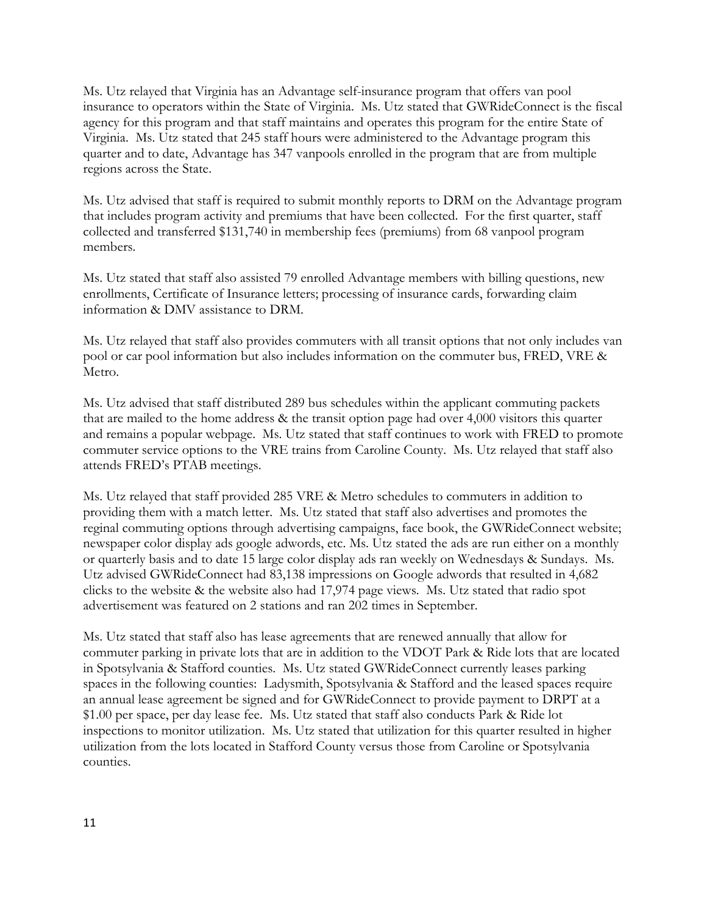Ms. Utz relayed that Virginia has an Advantage self-insurance program that offers van pool insurance to operators within the State of Virginia. Ms. Utz stated that GWRideConnect is the fiscal agency for this program and that staff maintains and operates this program for the entire State of Virginia. Ms. Utz stated that 245 staff hours were administered to the Advantage program this quarter and to date, Advantage has 347 vanpools enrolled in the program that are from multiple regions across the State.

Ms. Utz advised that staff is required to submit monthly reports to DRM on the Advantage program that includes program activity and premiums that have been collected. For the first quarter, staff collected and transferred $131,740 in membership fees (premiums) from 68 vanpool program members.

Ms. Utz stated that staff also assisted 79 enrolled Advantage members with billing questions, new enrollments, Certificate of Insurance letters; processing of insurance cards, forwarding claim information & DMV assistance to DRM.

Ms. Utz relayed that staff also provides commuters with all transit options that not only includes van pool or car pool information but also includes information on the commuter bus, FRED, VRE & Metro.

Ms. Utz advised that staff distributed 289 bus schedules within the applicant commuting packets that are mailed to the home address & the transit option page had over 4,000 visitors this quarter and remains a popular webpage. Ms. Utz stated that staff continues to work with FRED to promote commuter service options to the VRE trains from Caroline County. Ms. Utz relayed that staff also attends FRED's PTAB meetings.

Ms. Utz relayed that staff provided 285 VRE & Metro schedules to commuters in addition to providing them with a match letter. Ms. Utz stated that staff also advertises and promotes the reginal commuting options through advertising campaigns, face book, the GWRideConnect website; newspaper color display ads google adwords, etc. Ms. Utz stated the ads are run either on a monthly or quarterly basis and to date 15 large color display ads ran weekly on Wednesdays & Sundays. Ms. Utz advised GWRideConnect had 83,138 impressions on Google adwords that resulted in 4,682 clicks to the website & the website also had 17,974 page views. Ms. Utz stated that radio spot advertisement was featured on 2 stations and ran 202 times in September.

Ms. Utz stated that staff also has lease agreements that are renewed annually that allow for commuter parking in private lots that are in addition to the VDOT Park & Ride lots that are located in Spotsylvania & Stafford counties. Ms. Utz stated GWRideConnect currently leases parking spaces in the following counties: Ladysmith, Spotsylvania & Stafford and the leased spaces require an annual lease agreement be signed and for GWRideConnect to provide payment to DRPT at a $1.00 per space, per day lease fee. Ms. Utz stated that staff also conducts Park & Ride lot inspections to monitor utilization. Ms. Utz stated that utilization for this quarter resulted in higher utilization from the lots located in Stafford County versus those from Caroline or Spotsylvania counties.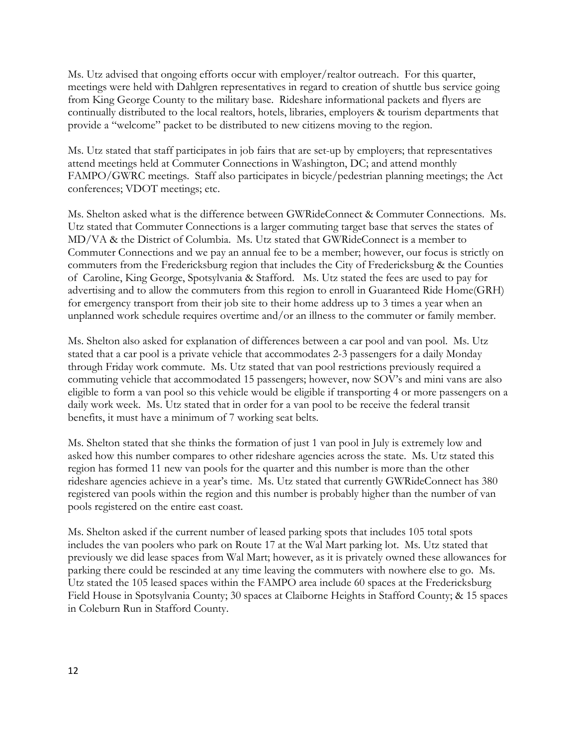Ms. Utz advised that ongoing efforts occur with employer/realtor outreach. For this quarter, meetings were held with Dahlgren representatives in regard to creation of shuttle bus service going from King George County to the military base. Rideshare informational packets and flyers are continually distributed to the local realtors, hotels, libraries, employers & tourism departments that provide a "welcome" packet to be distributed to new citizens moving to the region.

Ms. Utz stated that staff participates in job fairs that are set-up by employers; that representatives attend meetings held at Commuter Connections in Washington, DC; and attend monthly FAMPO/GWRC meetings. Staff also participates in bicycle/pedestrian planning meetings; the Act conferences; VDOT meetings; etc.

Ms. Shelton asked what is the difference between GWRideConnect & Commuter Connections. Ms. Utz stated that Commuter Connections is a larger commuting target base that serves the states of MD/VA & the District of Columbia. Ms. Utz stated that GWRideConnect is a member to Commuter Connections and we pay an annual fee to be a member; however, our focus is strictly on commuters from the Fredericksburg region that includes the City of Fredericksburg & the Counties of Caroline, King George, Spotsylvania & Stafford. Ms. Utz stated the fees are used to pay for advertising and to allow the commuters from this region to enroll in Guaranteed Ride Home(GRH) for emergency transport from their job site to their home address up to 3 times a year when an unplanned work schedule requires overtime and/or an illness to the commuter or family member.

Ms. Shelton also asked for explanation of differences between a car pool and van pool. Ms. Utz stated that a car pool is a private vehicle that accommodates 2-3 passengers for a daily Monday through Friday work commute. Ms. Utz stated that van pool restrictions previously required a commuting vehicle that accommodated 15 passengers; however, now SOV's and mini vans are also eligible to form a van pool so this vehicle would be eligible if transporting 4 or more passengers on a daily work week. Ms. Utz stated that in order for a van pool to be receive the federal transit benefits, it must have a minimum of 7 working seat belts.

Ms. Shelton stated that she thinks the formation of just 1 van pool in July is extremely low and asked how this number compares to other rideshare agencies across the state. Ms. Utz stated this region has formed 11 new van pools for the quarter and this number is more than the other rideshare agencies achieve in a year's time. Ms. Utz stated that currently GWRideConnect has 380 registered van pools within the region and this number is probably higher than the number of van pools registered on the entire east coast.

Ms. Shelton asked if the current number of leased parking spots that includes 105 total spots includes the van poolers who park on Route 17 at the Wal Mart parking lot. Ms. Utz stated that previously we did lease spaces from Wal Mart; however, as it is privately owned these allowances for parking there could be rescinded at any time leaving the commuters with nowhere else to go. Ms. Utz stated the 105 leased spaces within the FAMPO area include 60 spaces at the Fredericksburg Field House in Spotsylvania County; 30 spaces at Claiborne Heights in Stafford County; & 15 spaces in Coleburn Run in Stafford County.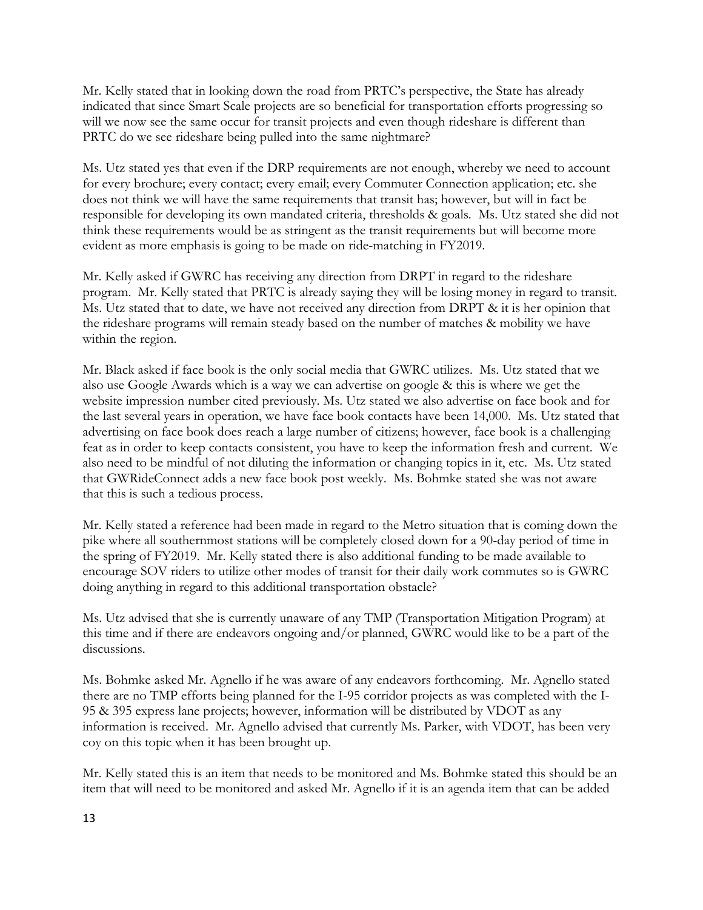Mr. Kelly stated that in looking down the road from PRTC's perspective, the State has already indicated that since Smart Scale projects are so beneficial for transportation efforts progressing so will we now see the same occur for transit projects and even though rideshare is different than PRTC do we see rideshare being pulled into the same nightmare?

Ms. Utz stated yes that even if the DRP requirements are not enough, whereby we need to account for every brochure; every contact; every email; every Commuter Connection application; etc. she does not think we will have the same requirements that transit has; however, but will in fact be responsible for developing its own mandated criteria, thresholds & goals. Ms. Utz stated she did not think these requirements would be as stringent as the transit requirements but will become more evident as more emphasis is going to be made on ride-matching in FY2019.

Mr. Kelly asked if GWRC has receiving any direction from DRPT in regard to the rideshare program. Mr. Kelly stated that PRTC is already saying they will be losing money in regard to transit. Ms. Utz stated that to date, we have not received any direction from DRPT & it is her opinion that the rideshare programs will remain steady based on the number of matches & mobility we have within the region.

Mr. Black asked if face book is the only social media that GWRC utilizes. Ms. Utz stated that we also use Google Awards which is a way we can advertise on google & this is where we get the website impression number cited previously. Ms. Utz stated we also advertise on face book and for the last several years in operation, we have face book contacts have been 14,000. Ms. Utz stated that advertising on face book does reach a large number of citizens; however, face book is a challenging feat as in order to keep contacts consistent, you have to keep the information fresh and current. We also need to be mindful of not diluting the information or changing topics in it, etc. Ms. Utz stated that GWRideConnect adds a new face book post weekly. Ms. Bohmke stated she was not aware that this is such a tedious process.

Mr. Kelly stated a reference had been made in regard to the Metro situation that is coming down the pike where all southernmost stations will be completely closed down for a 90-day period of time in the spring of FY2019. Mr. Kelly stated there is also additional funding to be made available to encourage SOV riders to utilize other modes of transit for their daily work commutes so is GWRC doing anything in regard to this additional transportation obstacle?

Ms. Utz advised that she is currently unaware of any TMP (Transportation Mitigation Program) at this time and if there are endeavors ongoing and/or planned, GWRC would like to be a part of the discussions.

Ms. Bohmke asked Mr. Agnello if he was aware of any endeavors forthcoming. Mr. Agnello stated there are no TMP efforts being planned for the I-95 corridor projects as was completed with the I-95 & 395 express lane projects; however, information will be distributed by VDOT as any information is received. Mr. Agnello advised that currently Ms. Parker, with VDOT, has been very coy on this topic when it has been brought up.

Mr. Kelly stated this is an item that needs to be monitored and Ms. Bohmke stated this should be an item that will need to be monitored and asked Mr. Agnello if it is an agenda item that can be added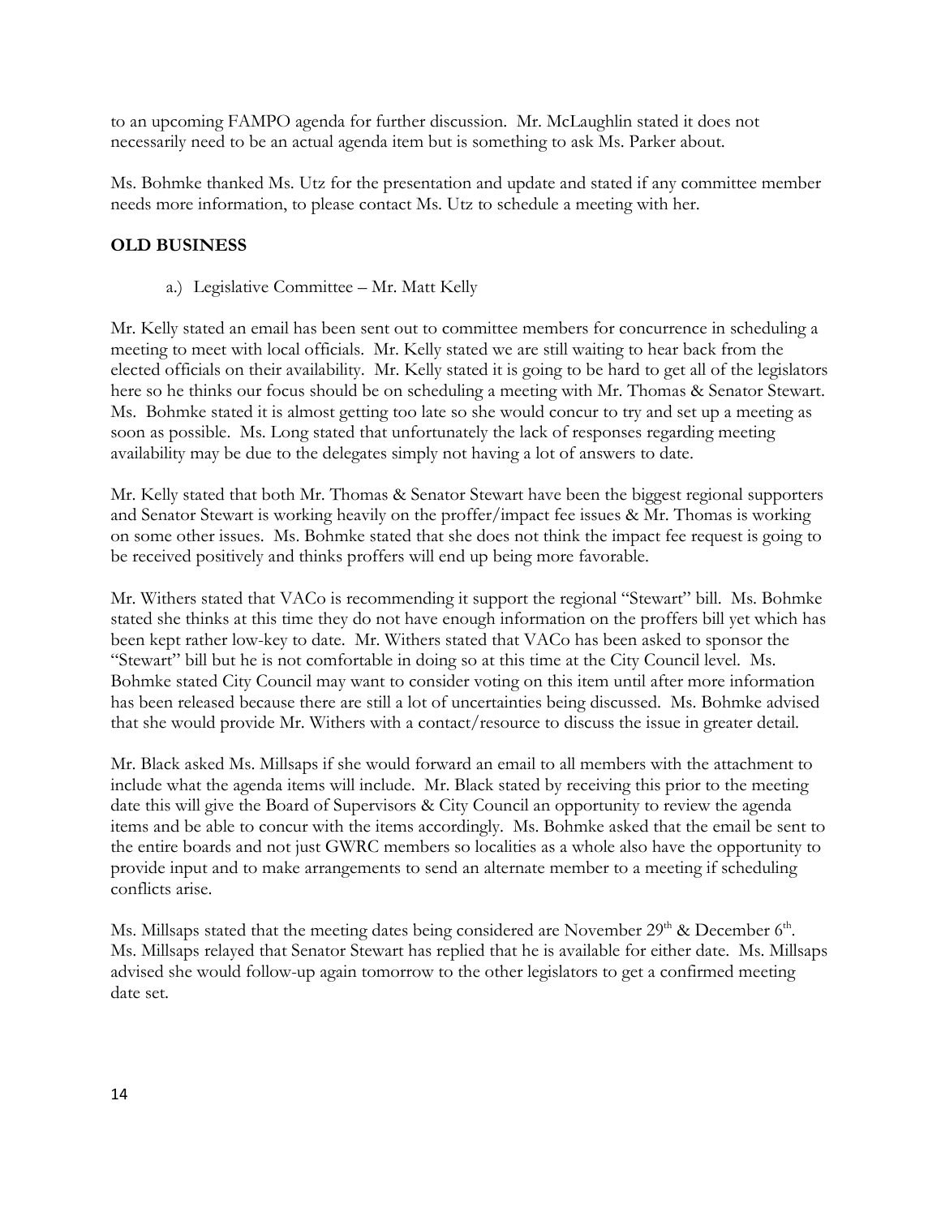to an upcoming FAMPO agenda for further discussion. Mr. McLaughlin stated it does not necessarily need to be an actual agenda item but is something to ask Ms. Parker about.

Ms. Bohmke thanked Ms. Utz for the presentation and update and stated if any committee member needs more information, to please contact Ms. Utz to schedule a meeting with her.

**OLD BUSINESS**

a.) Legislative Committee – Mr. Matt Kelly

Mr. Kelly stated an email has been sent out to committee members for concurrence in scheduling a meeting to meet with local officials. Mr. Kelly stated we are still waiting to hear back from the elected officials on their availability. Mr. Kelly stated it is going to be hard to get all of the legislators here so he thinks our focus should be on scheduling a meeting with Mr. Thomas & Senator Stewart. Ms. Bohmke stated it is almost getting too late so she would concur to try and set up a meeting as soon as possible. Ms. Long stated that unfortunately the lack of responses regarding meeting availability may be due to the delegates simply not having a lot of answers to date.

Mr. Kelly stated that both Mr. Thomas & Senator Stewart have been the biggest regional supporters and Senator Stewart is working heavily on the proffer/impact fee issues & Mr. Thomas is working on some other issues. Ms. Bohmke stated that she does not think the impact fee request is going to be received positively and thinks proffers will end up being more favorable.

Mr. Withers stated that VACo is recommending it support the regional "Stewart" bill. Ms. Bohmke stated she thinks at this time they do not have enough information on the proffers bill yet which has been kept rather low-key to date. Mr. Withers stated that VACo has been asked to sponsor the "Stewart" bill but he is not comfortable in doing so at this time at the City Council level. Ms. Bohmke stated City Council may want to consider voting on this item until after more information has been released because there are still a lot of uncertainties being discussed. Ms. Bohmke advised that she would provide Mr. Withers with a contact/resource to discuss the issue in greater detail.

Mr. Black asked Ms. Millsaps if she would forward an email to all members with the attachment to include what the agenda items will include. Mr. Black stated by receiving this prior to the meeting date this will give the Board of Supervisors & City Council an opportunity to review the agenda items and be able to concur with the items accordingly. Ms. Bohmke asked that the email be sent to the entire boards and not just GWRC members so localities as a whole also have the opportunity to provide input and to make arrangements to send an alternate member to a meeting if scheduling conflicts arise.

Ms. Millsaps stated that the meeting dates being considered are November 29th & December 6th. Ms. Millsaps relayed that Senator Stewart has replied that he is available for either date. Ms. Millsaps advised she would follow-up again tomorrow to the other legislators to get a confirmed meeting date set.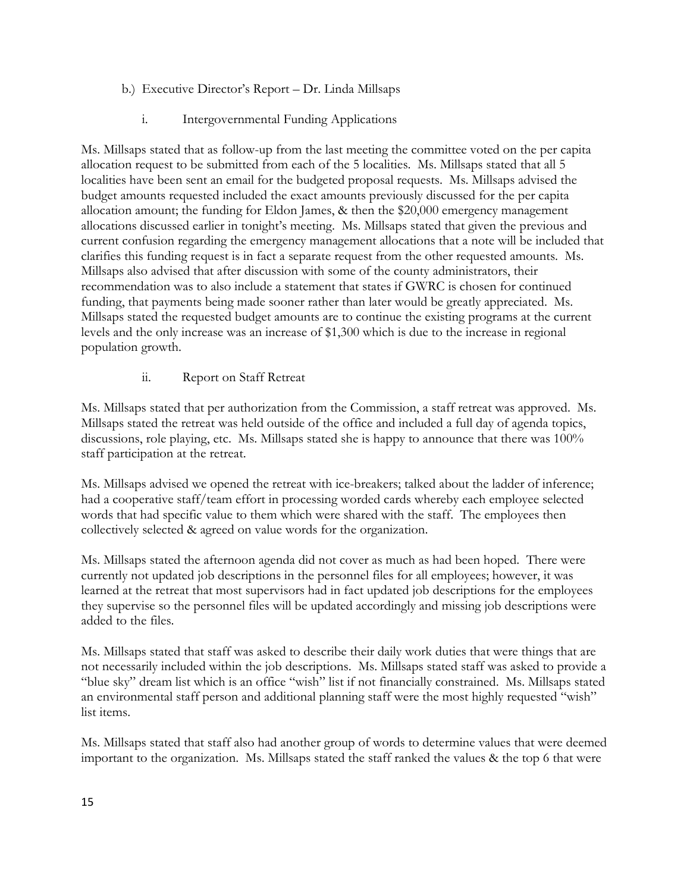b.) Executive Director's Report – Dr. Linda Millsaps

i. Intergovernmental Funding Applications

Ms. Millsaps stated that as follow-up from the last meeting the committee voted on the per capita allocation request to be submitted from each of the 5 localities. Ms. Millsaps stated that all 5 localities have been sent an email for the budgeted proposal requests. Ms. Millsaps advised the budget amounts requested included the exact amounts previously discussed for the per capita allocation amount; the funding for Eldon James, & then the $20,000 emergency management allocations discussed earlier in tonight's meeting. Ms. Millsaps stated that given the previous and current confusion regarding the emergency management allocations that a note will be included that clarifies this funding request is in fact a separate request from the other requested amounts. Ms. Millsaps also advised that after discussion with some of the county administrators, their recommendation was to also include a statement that states if GWRC is chosen for continued funding, that payments being made sooner rather than later would be greatly appreciated. Ms. Millsaps stated the requested budget amounts are to continue the existing programs at the current levels and the only increase was an increase of $1,300 which is due to the increase in regional population growth.

ii. Report on Staff Retreat

Ms. Millsaps stated that per authorization from the Commission, a staff retreat was approved. Ms. Millsaps stated the retreat was held outside of the office and included a full day of agenda topics, discussions, role playing, etc. Ms. Millsaps stated she is happy to announce that there was 100% staff participation at the retreat.

Ms. Millsaps advised we opened the retreat with ice-breakers; talked about the ladder of inference; had a cooperative staff/team effort in processing worded cards whereby each employee selected words that had specific value to them which were shared with the staff. The employees then collectively selected & agreed on value words for the organization.

Ms. Millsaps stated the afternoon agenda did not cover as much as had been hoped. There were currently not updated job descriptions in the personnel files for all employees; however, it was learned at the retreat that most supervisors had in fact updated job descriptions for the employees they supervise so the personnel files will be updated accordingly and missing job descriptions were added to the files.

Ms. Millsaps stated that staff was asked to describe their daily work duties that were things that are not necessarily included within the job descriptions. Ms. Millsaps stated staff was asked to provide a "blue sky" dream list which is an office "wish" list if not financially constrained. Ms. Millsaps stated an environmental staff person and additional planning staff were the most highly requested "wish" list items.

Ms. Millsaps stated that staff also had another group of words to determine values that were deemed important to the organization. Ms. Millsaps stated the staff ranked the values & the top 6 that were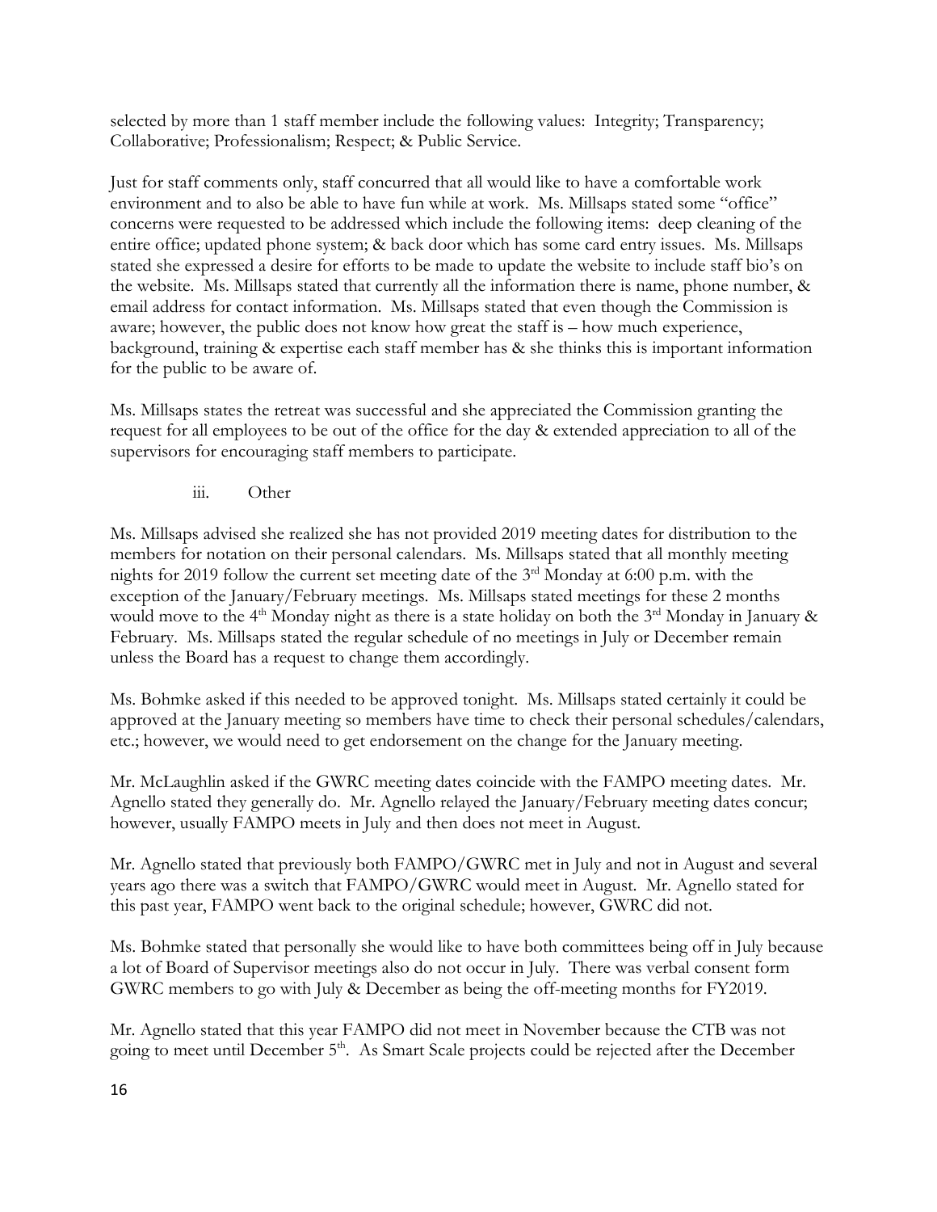selected by more than 1 staff member include the following values: Integrity; Transparency; Collaborative; Professionalism; Respect; & Public Service.

Just for staff comments only, staff concurred that all would like to have a comfortable work environment and to also be able to have fun while at work. Ms. Millsaps stated some "office" concerns were requested to be addressed which include the following items: deep cleaning of the entire office; updated phone system; & back door which has some card entry issues. Ms. Millsaps stated she expressed a desire for efforts to be made to update the website to include staff bio's on the website. Ms. Millsaps stated that currently all the information there is name, phone number, & email address for contact information. Ms. Millsaps stated that even though the Commission is aware; however, the public does not know how great the staff is – how much experience, background, training & expertise each staff member has & she thinks this is important information for the public to be aware of.

Ms. Millsaps states the retreat was successful and she appreciated the Commission granting the request for all employees to be out of the office for the day & extended appreciation to all of the supervisors for encouraging staff members to participate.

iii. Other

Ms. Millsaps advised she realized she has not provided 2019 meeting dates for distribution to the members for notation on their personal calendars. Ms. Millsaps stated that all monthly meeting nights for 2019 follow the current set meeting date of the 3rd Monday at 6:00 p.m. with the exception of the January/February meetings. Ms. Millsaps stated meetings for these 2 months would move to the 4th Monday night as there is a state holiday on both the 3rd Monday in January & February. Ms. Millsaps stated the regular schedule of no meetings in July or December remain unless the Board has a request to change them accordingly.

Ms. Bohmke asked if this needed to be approved tonight. Ms. Millsaps stated certainly it could be approved at the January meeting so members have time to check their personal schedules/calendars, etc.; however, we would need to get endorsement on the change for the January meeting.

Mr. McLaughlin asked if the GWRC meeting dates coincide with the FAMPO meeting dates. Mr. Agnello stated they generally do. Mr. Agnello relayed the January/February meeting dates concur; however, usually FAMPO meets in July and then does not meet in August.

Mr. Agnello stated that previously both FAMPO/GWRC met in July and not in August and several years ago there was a switch that FAMPO/GWRC would meet in August. Mr. Agnello stated for this past year, FAMPO went back to the original schedule; however, GWRC did not.

Ms. Bohmke stated that personally she would like to have both committees being off in July because a lot of Board of Supervisor meetings also do not occur in July. There was verbal consent form GWRC members to go with July & December as being the off-meeting months for FY2019.

Mr. Agnello stated that this year FAMPO did not meet in November because the CTB was not going to meet until December 5th. As Smart Scale projects could be rejected after the December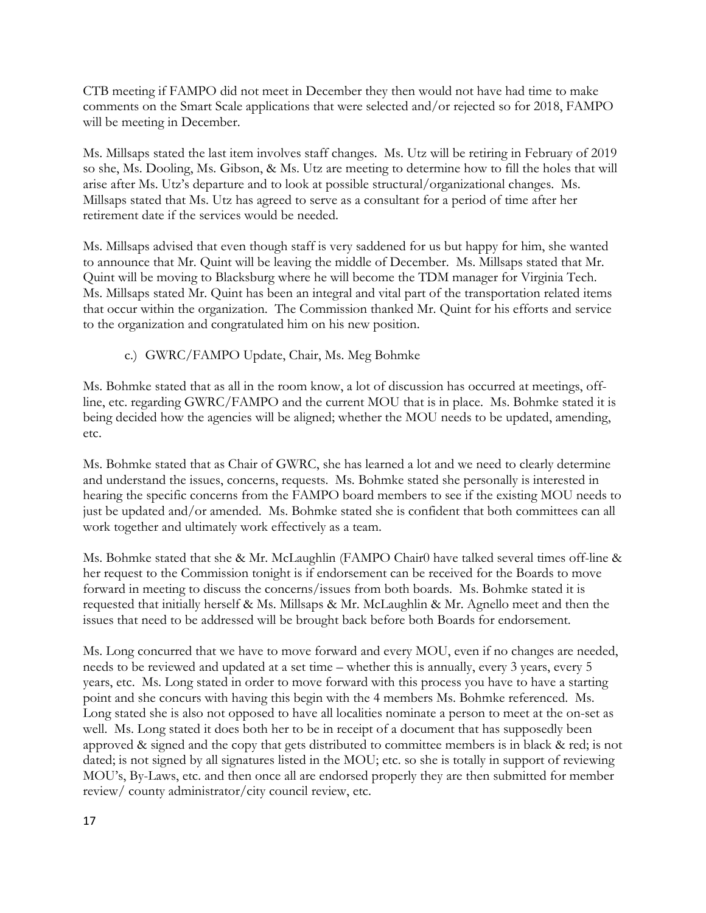CTB meeting if FAMPO did not meet in December they then would not have had time to make comments on the Smart Scale applications that were selected and/or rejected so for 2018, FAMPO will be meeting in December.

Ms. Millsaps stated the last item involves staff changes. Ms. Utz will be retiring in February of 2019 so she, Ms. Dooling, Ms. Gibson, & Ms. Utz are meeting to determine how to fill the holes that will arise after Ms. Utz's departure and to look at possible structural/organizational changes. Ms. Millsaps stated that Ms. Utz has agreed to serve as a consultant for a period of time after her retirement date if the services would be needed.

Ms. Millsaps advised that even though staff is very saddened for us but happy for him, she wanted to announce that Mr. Quint will be leaving the middle of December. Ms. Millsaps stated that Mr. Quint will be moving to Blacksburg where he will become the TDM manager for Virginia Tech. Ms. Millsaps stated Mr. Quint has been an integral and vital part of the transportation related items that occur within the organization. The Commission thanked Mr. Quint for his efforts and service to the organization and congratulated him on his new position.

c.) GWRC/FAMPO Update, Chair, Ms. Meg Bohmke

Ms. Bohmke stated that as all in the room know, a lot of discussion has occurred at meetings, off-line, etc. regarding GWRC/FAMPO and the current MOU that is in place. Ms. Bohmke stated it is being decided how the agencies will be aligned; whether the MOU needs to be updated, amending, etc.

Ms. Bohmke stated that as Chair of GWRC, she has learned a lot and we need to clearly determine and understand the issues, concerns, requests. Ms. Bohmke stated she personally is interested in hearing the specific concerns from the FAMPO board members to see if the existing MOU needs to just be updated and/or amended. Ms. Bohmke stated she is confident that both committees can all work together and ultimately work effectively as a team.

Ms. Bohmke stated that she & Mr. McLaughlin (FAMPO Chair0 have talked several times off-line & her request to the Commission tonight is if endorsement can be received for the Boards to move forward in meeting to discuss the concerns/issues from both boards. Ms. Bohmke stated it is requested that initially herself & Ms. Millsaps & Mr. McLaughlin & Mr. Agnello meet and then the issues that need to be addressed will be brought back before both Boards for endorsement.

Ms. Long concurred that we have to move forward and every MOU, even if no changes are needed, needs to be reviewed and updated at a set time – whether this is annually, every 3 years, every 5 years, etc. Ms. Long stated in order to move forward with this process you have to have a starting point and she concurs with having this begin with the 4 members Ms. Bohmke referenced. Ms. Long stated she is also not opposed to have all localities nominate a person to meet at the on-set as well. Ms. Long stated it does both her to be in receipt of a document that has supposedly been approved & signed and the copy that gets distributed to committee members is in black & red; is not dated; is not signed by all signatures listed in the MOU; etc. so she is totally in support of reviewing MOU's, By-Laws, etc. and then once all are endorsed properly they are then submitted for member review/ county administrator/city council review, etc.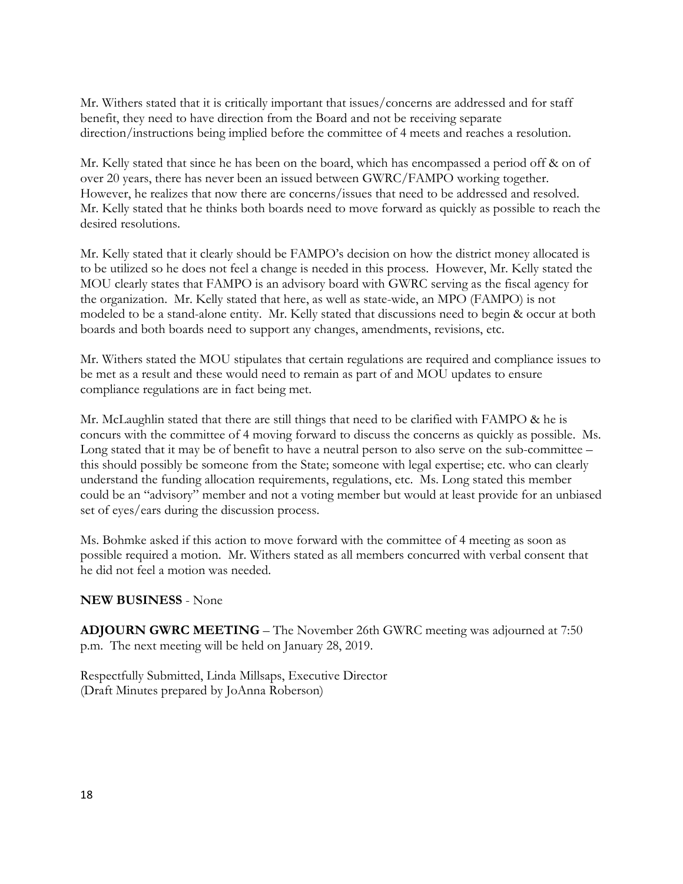Mr. Withers stated that it is critically important that issues/concerns are addressed and for staff benefit, they need to have direction from the Board and not be receiving separate direction/instructions being implied before the committee of 4 meets and reaches a resolution.

Mr. Kelly stated that since he has been on the board, which has encompassed a period off & on of over 20 years, there has never been an issued between GWRC/FAMPO working together. However, he realizes that now there are concerns/issues that need to be addressed and resolved. Mr. Kelly stated that he thinks both boards need to move forward as quickly as possible to reach the desired resolutions.

Mr. Kelly stated that it clearly should be FAMPO's decision on how the district money allocated is to be utilized so he does not feel a change is needed in this process. However, Mr. Kelly stated the MOU clearly states that FAMPO is an advisory board with GWRC serving as the fiscal agency for the organization. Mr. Kelly stated that here, as well as state-wide, an MPO (FAMPO) is not modeled to be a stand-alone entity. Mr. Kelly stated that discussions need to begin & occur at both boards and both boards need to support any changes, amendments, revisions, etc.

Mr. Withers stated the MOU stipulates that certain regulations are required and compliance issues to be met as a result and these would need to remain as part of and MOU updates to ensure compliance regulations are in fact being met.

Mr. McLaughlin stated that there are still things that need to be clarified with FAMPO & he is concurs with the committee of 4 moving forward to discuss the concerns as quickly as possible. Ms. Long stated that it may be of benefit to have a neutral person to also serve on the sub-committee – this should possibly be someone from the State; someone with legal expertise; etc. who can clearly understand the funding allocation requirements, regulations, etc. Ms. Long stated this member could be an "advisory" member and not a voting member but would at least provide for an unbiased set of eyes/ears during the discussion process.

Ms. Bohmke asked if this action to move forward with the committee of 4 meeting as soon as possible required a motion. Mr. Withers stated as all members concurred with verbal consent that he did not feel a motion was needed.

**NEW BUSINESS** - None

**ADJOURN GWRC MEETING** – The November 26th GWRC meeting was adjourned at 7:50 p.m. The next meeting will be held on January 28, 2019.

Respectfully Submitted, Linda Millsaps, Executive Director
(Draft Minutes prepared by JoAnna Roberson)